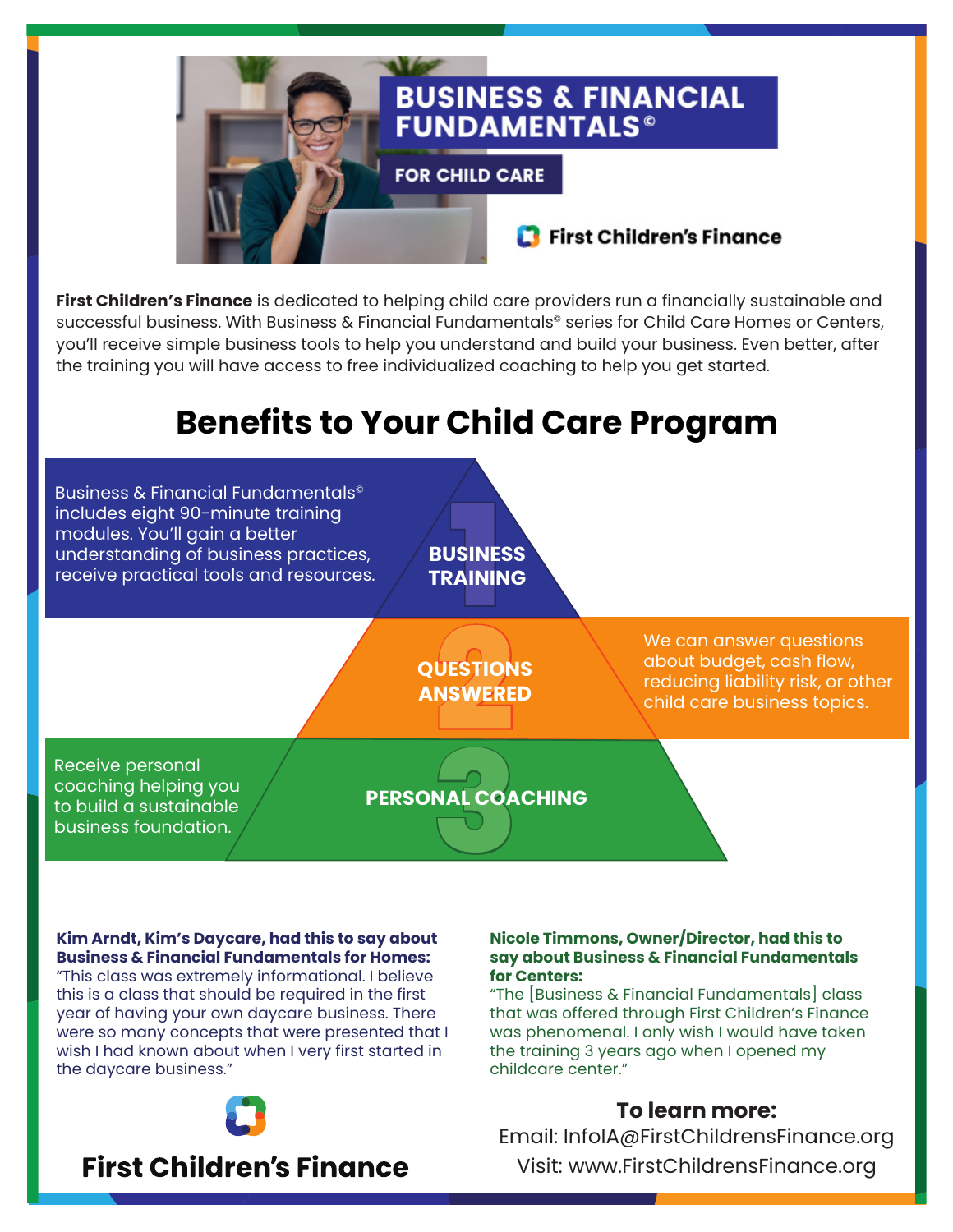# BUSINESS & FINANCIAL FUNDAMENTALS©

## FOR CHILD CARE

First Children's Finance

**First Children's Finance** is dedicated to helping child care providers run a financially sustainable and successful business. With Business & Financial Fundamentals© series for Child Care Homes or Centers, you'll receive simple business tools to help you understand and build your business. Even better, after the training you will have access to free individualized coaching to help you get started.

## Benefits to Your Child Care Program

**1 BUSINESS TRAINING**

Business & Financial Fundamentals© includes eight 90-minute training modules. You'll gain a better understanding of business practices, receive practical tools and resources.

**2 QUESTIONS ANSWERED**

We can answer questions about budget, cash flow, reducing liability risk, or other child care business topics.

**3 PERSONAL COACHING**

Receive personal coaching helping you to build a sustainable business foundation.

**Kim Arndt, Kim's Daycare, had this to say about Business & Financial Fundamentals for Homes:**
"This class was extremely informational. I believe this is a class that should be required in the first year of having your own daycare business. There were so many concepts that were presented that I wish I had known about when I very first started in the daycare business."

**Nicole Timmons, Owner/Director, had this to say about Business & Financial Fundamentals for Centers:**
"The [Business & Financial Fundamentals] class that was offered through First Children's Finance was phenomenal. I only wish I would have taken the training 3 years ago when I opened my childcare center."

**First Children's Finance**

**To learn more:**
Email: InfoIA@FirstChildrensFinance.org
Visit: www.FirstChildrensFinance.org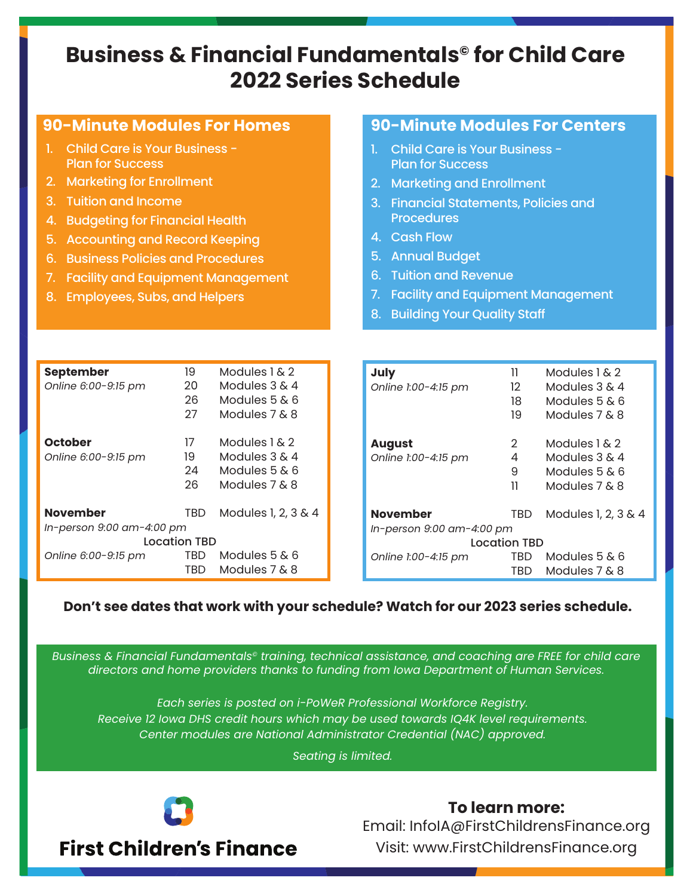# Business & Financial Fundamentals© for Child Care 2022 Series Schedule

## 90-Minute Modules For Homes

1. Child Care is Your Business - Plan for Success
2. Marketing for Enrollment
3. Tuition and Income
4. Budgeting for Financial Health
5. Accounting and Record Keeping
6. Business Policies and Procedures
7. Facility and Equipment Management
8. Employees, Subs, and Helpers

| | | |
|---|---|---|
| **September** | 19 | Modules 1 & 2 |
| *Online 6:00-9:15 pm* | 20 | Modules 3 & 4 |
| | 26 | Modules 5 & 6 |
| | 27 | Modules 7 & 8 |
| **October** | 17 | Modules 1 & 2 |
| *Online 6:00-9:15 pm* | 19 | Modules 3 & 4 |
| | 24 | Modules 5 & 6 |
| | 26 | Modules 7 & 8 |
| **November** | TBD | Modules 1, 2, 3 & 4 |
| *In-person 9:00 am-4:00 pm* Location TBD | | |
| *Online 6:00-9:15 pm* | TBD | Modules 5 & 6 |
| | TBD | Modules 7 & 8 |

## 90-Minute Modules For Centers

1. Child Care is Your Business - Plan for Success
2. Marketing and Enrollment
3. Financial Statements, Policies and Procedures
4. Cash Flow
5. Annual Budget
6. Tuition and Revenue
7. Facility and Equipment Management
8. Building Your Quality Staff

| | | |
|---|---|---|
| **July** | 11 | Modules 1 & 2 |
| *Online 1:00-4:15 pm* | 12 | Modules 3 & 4 |
| | 18 | Modules 5 & 6 |
| | 19 | Modules 7 & 8 |
| **August** | 2 | Modules 1 & 2 |
| *Online 1:00-4:15 pm* | 4 | Modules 3 & 4 |
| | 9 | Modules 5 & 6 |
| | 11 | Modules 7 & 8 |
| **November** | TBD | Modules 1, 2, 3 & 4 |
| *In-person 9:00 am-4:00 pm* Location TBD | | |
| *Online 1:00-4:15 pm* | TBD | Modules 5 & 6 |
| | TBD | Modules 7 & 8 |

**Don't see dates that work with your schedule? Watch for our 2023 series schedule.**

*Business & Financial Fundamentals© training, technical assistance, and coaching are FREE for child care directors and home providers thanks to funding from Iowa Department of Human Services.*

*Each series is posted on i-PoWeR Professional Workforce Registry.*
*Receive 12 Iowa DHS credit hours which may be used towards IQ4K level requirements.*
*Center modules are National Administrator Credential (NAC) approved.*

*Seating is limited.*

**First Children's Finance**

**To learn more:**
Email: InfoIA@FirstChildrensFinance.org
Visit: www.FirstChildrensFinance.org